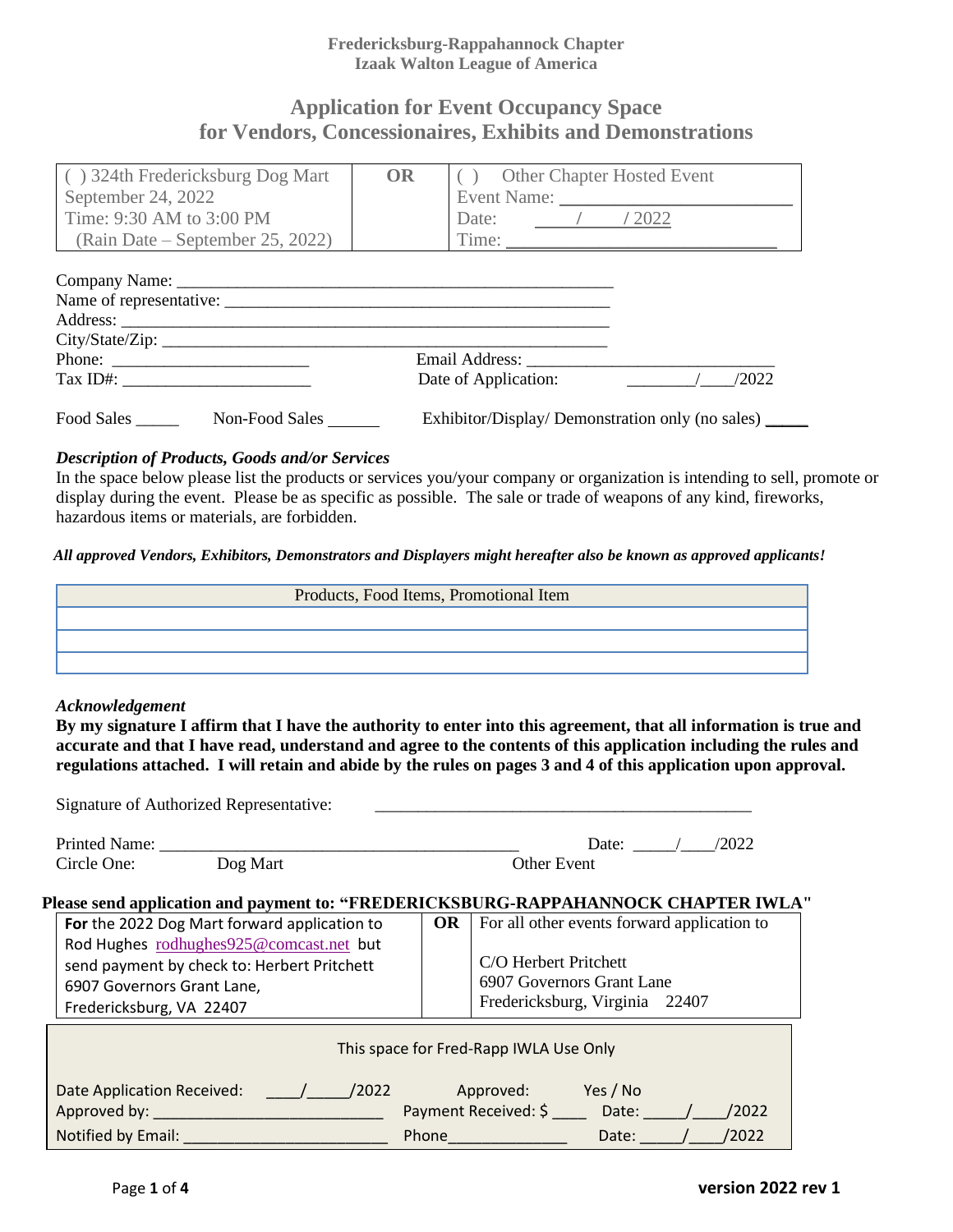**Fredericksburg-Rappahannock Chapter**
**Izaak Walton League of America**

# Application for Event Occupancy Space for Vendors, Concessionaires, Exhibits and Demonstrations

| ( ) 324th Fredericksburg Dog Mart<br>September 24, 2022<br>Time: 9:30 AM to 3:00 PM<br>(Rain Date – September 25, 2022) | **OR** | ( ) Other Chapter Hosted Event<br>Event Name: ________________________<br>Date: ____/____/ 2022<br>Time: ____________________________ |
|---|---|---|

Company Name: ____________________________________________________

Name of representative: _______________________________________________

Address: __________________________________________________________

City/State/Zip: _____________________________________________________

Phone: _______________________ Email Address: ____________________________

Tax ID#: _____________________ Date of Application: ________/____/2022

Food Sales _____ Non-Food Sales ______ Exhibitor/Display/ Demonstration only (no sales) _____

### *Description of Products, Goods and/or Services*

In the space below please list the products or services you/your company or organization is intending to sell, promote or display during the event. Please be as specific as possible. The sale or trade of weapons of any kind, fireworks, hazardous items or materials, are forbidden.

***All approved Vendors, Exhibitors, Demonstrators and Displayers might hereafter also be known as approved applicants!***

| Products, Food Items, Promotional Item |
|---|
| |
| |
| |

### *Acknowledgement*

**By my signature I affirm that I have the authority to enter into this agreement, that all information is true and accurate and that I have read, understand and agree to the contents of this application including the rules and regulations attached. I will retain and abide by the rules on pages 3 and 4 of this application upon approval.**

Signature of Authorized Representative: _____________________________________________

Printed Name: ___________________________________________ Date: _____/____/2022

Circle One: Dog Mart Other Event

**Please send application and payment to: "FREDERICKSBURG-RAPPAHANNOCK CHAPTER IWLA"**

| **For** the 2022 Dog Mart forward application to Rod Hughes rodhughes925@comcast.net but send payment by check to: Herbert Pritchett 6907 Governors Grant Lane, Fredericksburg, VA 22407 | **OR** | For all other events forward application to<br><br>C/O Herbert Pritchett<br>6907 Governors Grant Lane<br>Fredericksburg, Virginia 22407 |
|---|---|---|

| This space for Fred-Rapp IWLA Use Only | | |
|---|---|---|
| Date Application Received: ____/_____/2022 | Approved: Yes / No | |
| Approved by: ___________________________ | Payment Received: $ ____ | Date: _____/____/2022 |
| Notified by Email: ________________________ | Phone______________ | Date: _____/____/2022 |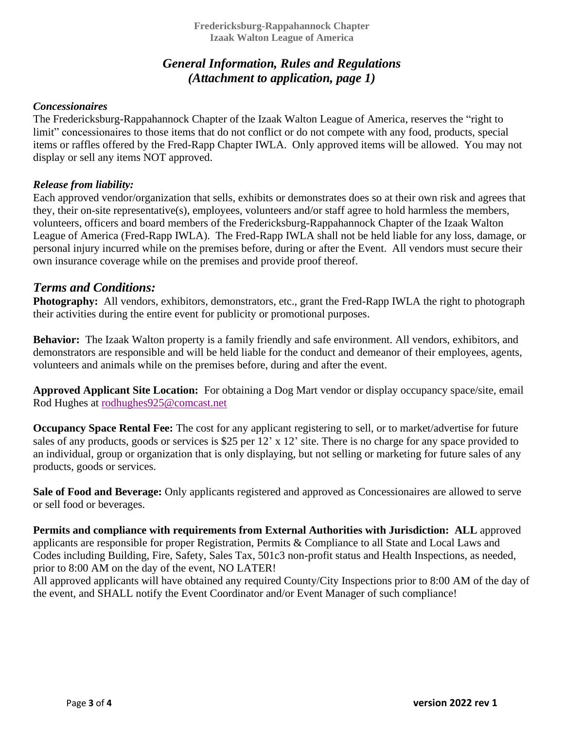**Fredericksburg-Rappahannock Chapter**
**Izaak Walton League of America**

## *General Information, Rules and Regulations (Attachment to application, page 1)*

### *Concessionaires*

The Fredericksburg-Rappahannock Chapter of the Izaak Walton League of America, reserves the "right to limit" concessionaires to those items that do not conflict or do not compete with any food, products, special items or raffles offered by the Fred-Rapp Chapter IWLA. Only approved items will be allowed. You may not display or sell any items NOT approved.

### *Release from liability:*

Each approved vendor/organization that sells, exhibits or demonstrates does so at their own risk and agrees that they, their on-site representative(s), employees, volunteers and/or staff agree to hold harmless the members, volunteers, officers and board members of the Fredericksburg-Rappahannock Chapter of the Izaak Walton League of America (Fred-Rapp IWLA). The Fred-Rapp IWLA shall not be held liable for any loss, damage, or personal injury incurred while on the premises before, during or after the Event. All vendors must secure their own insurance coverage while on the premises and provide proof thereof.

## *Terms and Conditions:*

**Photography:** All vendors, exhibitors, demonstrators, etc., grant the Fred-Rapp IWLA the right to photograph their activities during the entire event for publicity or promotional purposes.

**Behavior:** The Izaak Walton property is a family friendly and safe environment. All vendors, exhibitors, and demonstrators are responsible and will be held liable for the conduct and demeanor of their employees, agents, volunteers and animals while on the premises before, during and after the event.

**Approved Applicant Site Location:** For obtaining a Dog Mart vendor or display occupancy space/site, email Rod Hughes at rodhughes925@comcast.net

**Occupancy Space Rental Fee:** The cost for any applicant registering to sell, or to market/advertise for future sales of any products, goods or services is $25 per 12' x 12' site. There is no charge for any space provided to an individual, group or organization that is only displaying, but not selling or marketing for future sales of any products, goods or services.

**Sale of Food and Beverage:** Only applicants registered and approved as Concessionaires are allowed to serve or sell food or beverages.

**Permits and compliance with requirements from External Authorities with Jurisdiction: ALL** approved applicants are responsible for proper Registration, Permits & Compliance to all State and Local Laws and Codes including Building, Fire, Safety, Sales Tax, 501c3 non-profit status and Health Inspections, as needed, prior to 8:00 AM on the day of the event, NO LATER!
All approved applicants will have obtained any required County/City Inspections prior to 8:00 AM of the day of the event, and SHALL notify the Event Coordinator and/or Event Manager of such compliance!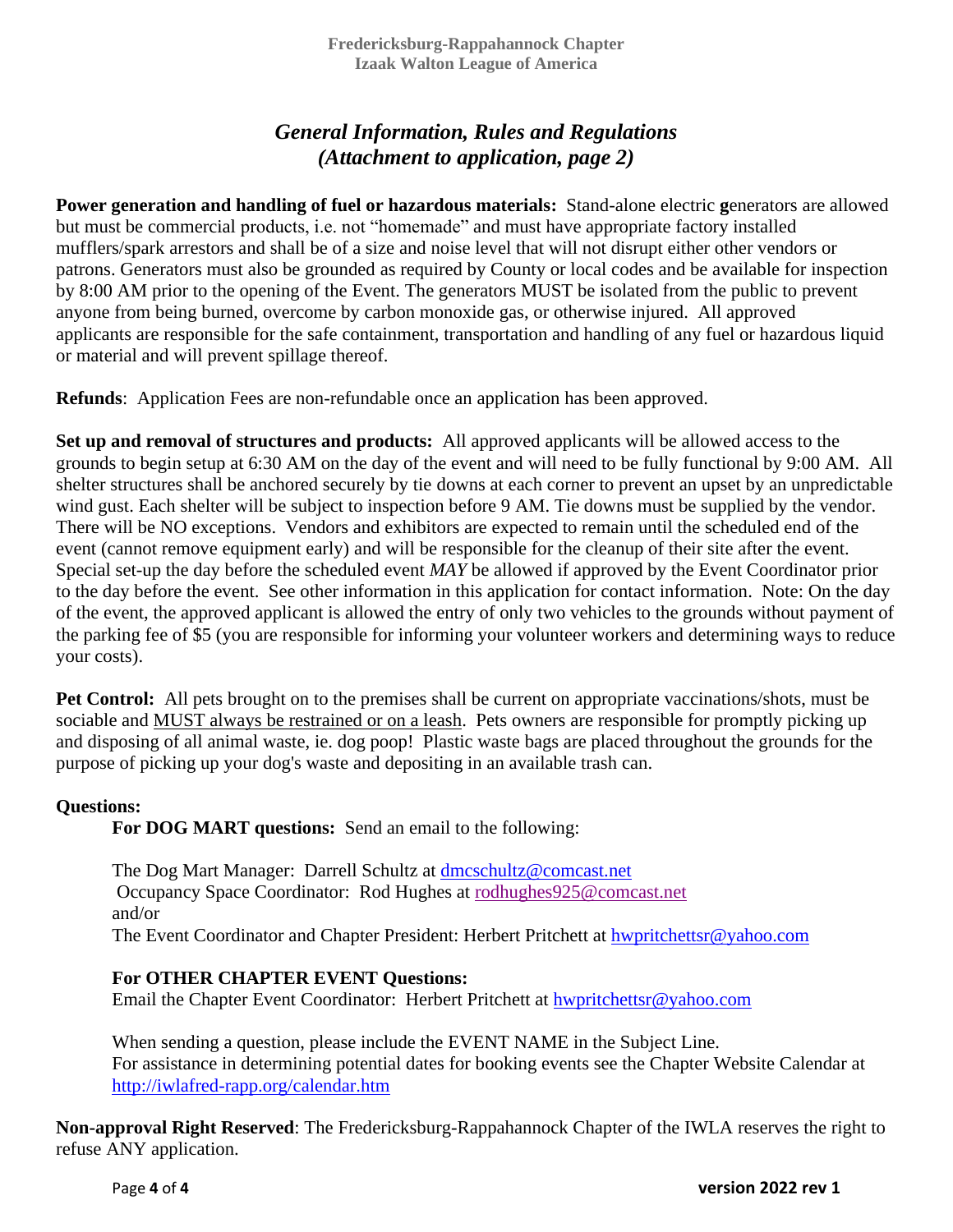**Fredericksburg-Rappahannock Chapter**
**Izaak Walton League of America**

## *General Information, Rules and Regulations*
## *(Attachment to application, page 2)*

**Power generation and handling of fuel or hazardous materials:** Stand-alone electric **g**enerators are allowed but must be commercial products, i.e. not "homemade" and must have appropriate factory installed mufflers/spark arrestors and shall be of a size and noise level that will not disrupt either other vendors or patrons. Generators must also be grounded as required by County or local codes and be available for inspection by 8:00 AM prior to the opening of the Event. The generators MUST be isolated from the public to prevent anyone from being burned, overcome by carbon monoxide gas, or otherwise injured. All approved applicants are responsible for the safe containment, transportation and handling of any fuel or hazardous liquid or material and will prevent spillage thereof.

**Refunds**: Application Fees are non-refundable once an application has been approved.

**Set up and removal of structures and products:** All approved applicants will be allowed access to the grounds to begin setup at 6:30 AM on the day of the event and will need to be fully functional by 9:00 AM. All shelter structures shall be anchored securely by tie downs at each corner to prevent an upset by an unpredictable wind gust. Each shelter will be subject to inspection before 9 AM. Tie downs must be supplied by the vendor. There will be NO exceptions. Vendors and exhibitors are expected to remain until the scheduled end of the event (cannot remove equipment early) and will be responsible for the cleanup of their site after the event. Special set-up the day before the scheduled event *MAY* be allowed if approved by the Event Coordinator prior to the day before the event. See other information in this application for contact information. Note: On the day of the event, the approved applicant is allowed the entry of only two vehicles to the grounds without payment of the parking fee of $5 (you are responsible for informing your volunteer workers and determining ways to reduce your costs).

**Pet Control:** All pets brought on to the premises shall be current on appropriate vaccinations/shots, must be sociable and MUST always be restrained or on a leash. Pets owners are responsible for promptly picking up and disposing of all animal waste, ie. dog poop! Plastic waste bags are placed throughout the grounds for the purpose of picking up your dog's waste and depositing in an available trash can.

**Questions:**

**For DOG MART questions:** Send an email to the following:

The Dog Mart Manager: Darrell Schultz at dmcschultz@comcast.net
Occupancy Space Coordinator: Rod Hughes at rodhughes925@comcast.net
and/or
The Event Coordinator and Chapter President: Herbert Pritchett at hwpritchettsr@yahoo.com

**For OTHER CHAPTER EVENT Questions:**
Email the Chapter Event Coordinator: Herbert Pritchett at hwpritchettsr@yahoo.com

When sending a question, please include the EVENT NAME in the Subject Line.
For assistance in determining potential dates for booking events see the Chapter Website Calendar at http://iwlafred-rapp.org/calendar.htm

**Non-approval Right Reserved**: The Fredericksburg-Rappahannock Chapter of the IWLA reserves the right to refuse ANY application.

**version 2022 rev 1**